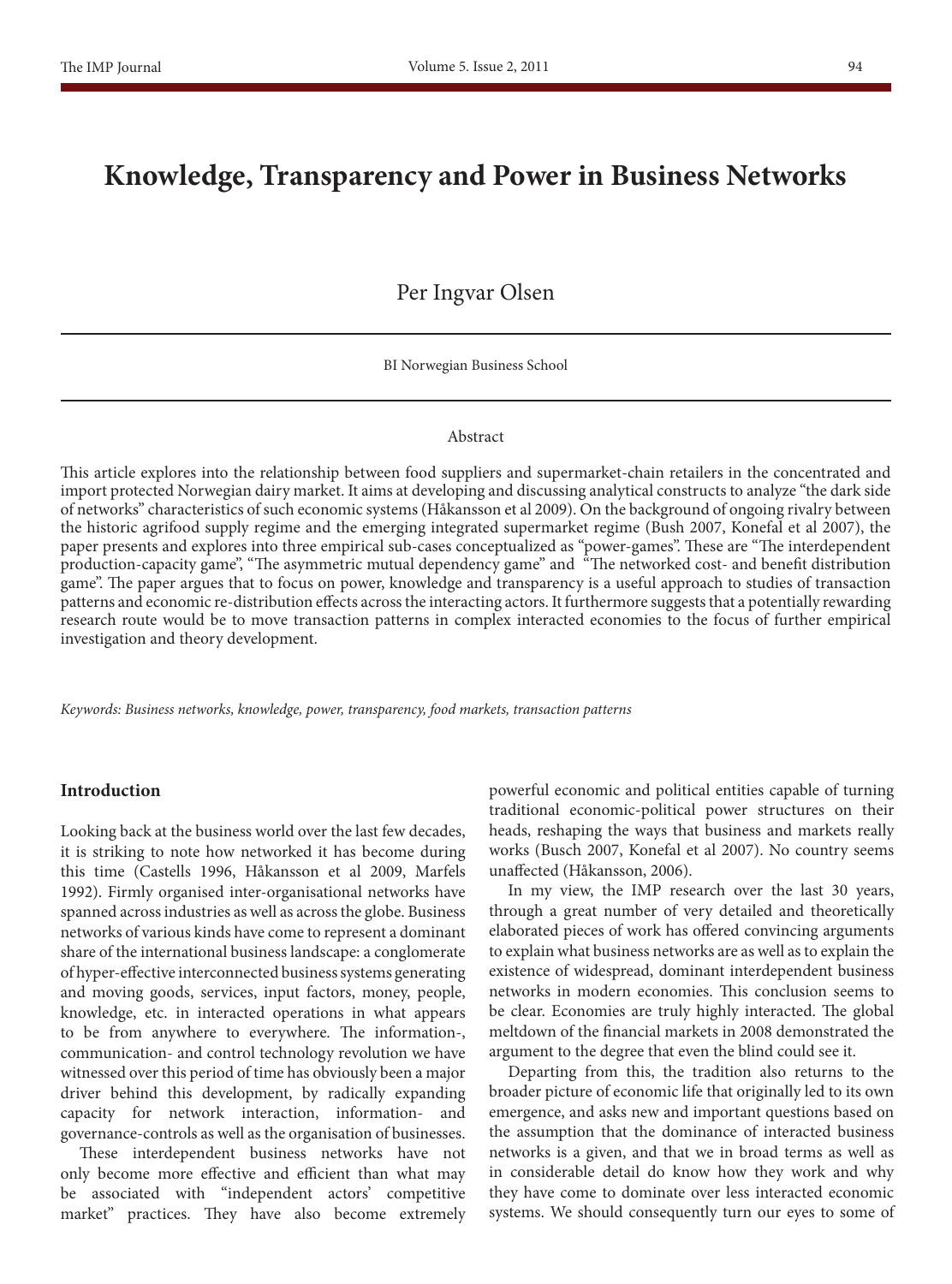# Knowledge, Transparency and Power in Business Networks

Per Ingvar Olsen

BI Norwegian Business School

## Abstract

This article explores into the relationship between food suppliers and supermarket-chain retailers in the concentrated and import protected Norwegian dairy market. It aims at developing and discussing analytical constructs to analyze "the dark side of networks" characteristics of such economic systems (Håkansson et al 2009). On the background of ongoing rivalry between the historic agrifood supply regime and the emerging integrated supermarket regime (Bush 2007, Konefal et al 2007), the paper presents and explores into three empirical sub-cases conceptualized as "power-games". These are "The interdependent production-capacity game", "The asymmetric mutual dependency game" and "The networked cost- and benefit distribution game". The paper argues that to focus on power, knowledge and transparency is a useful approach to studies of transaction patterns and economic re-distribution effects across the interacting actors. It furthermore suggests that a potentially rewarding research route would be to move transaction patterns in complex interacted economies to the focus of further empirical investigation and theory development.

*Keywords: Business networks, knowledge, power, transparency, food markets, transaction patterns*

## Introduction

Looking back at the business world over the last few decades, it is striking to note how networked it has become during this time (Castells 1996, Håkansson et al 2009, Marfels 1992). Firmly organised inter-organisational networks have spanned across industries as well as across the globe. Business networks of various kinds have come to represent a dominant share of the international business landscape: a conglomerate of hyper-effective interconnected business systems generating and moving goods, services, input factors, money, people, knowledge, etc. in interacted operations in what appears to be from anywhere to everywhere. The information-, communication- and control technology revolution we have witnessed over this period of time has obviously been a major driver behind this development, by radically expanding capacity for network interaction, information- and governance-controls as well as the organisation of businesses.

These interdependent business networks have not only become more effective and efficient than what may be associated with "independent actors' competitive market" practices. They have also become extremely powerful economic and political entities capable of turning traditional economic-political power structures on their heads, reshaping the ways that business and markets really works (Busch 2007, Konefal et al 2007). No country seems unaffected (Håkansson, 2006).

In my view, the IMP research over the last 30 years, through a great number of very detailed and theoretically elaborated pieces of work has offered convincing arguments to explain what business networks are as well as to explain the existence of widespread, dominant interdependent business networks in modern economies. This conclusion seems to be clear. Economies are truly highly interacted. The global meltdown of the financial markets in 2008 demonstrated the argument to the degree that even the blind could see it.

Departing from this, the tradition also returns to the broader picture of economic life that originally led to its own emergence, and asks new and important questions based on the assumption that the dominance of interacted business networks is a given, and that we in broad terms as well as in considerable detail do know how they work and why they have come to dominate over less interacted economic systems. We should consequently turn our eyes to some of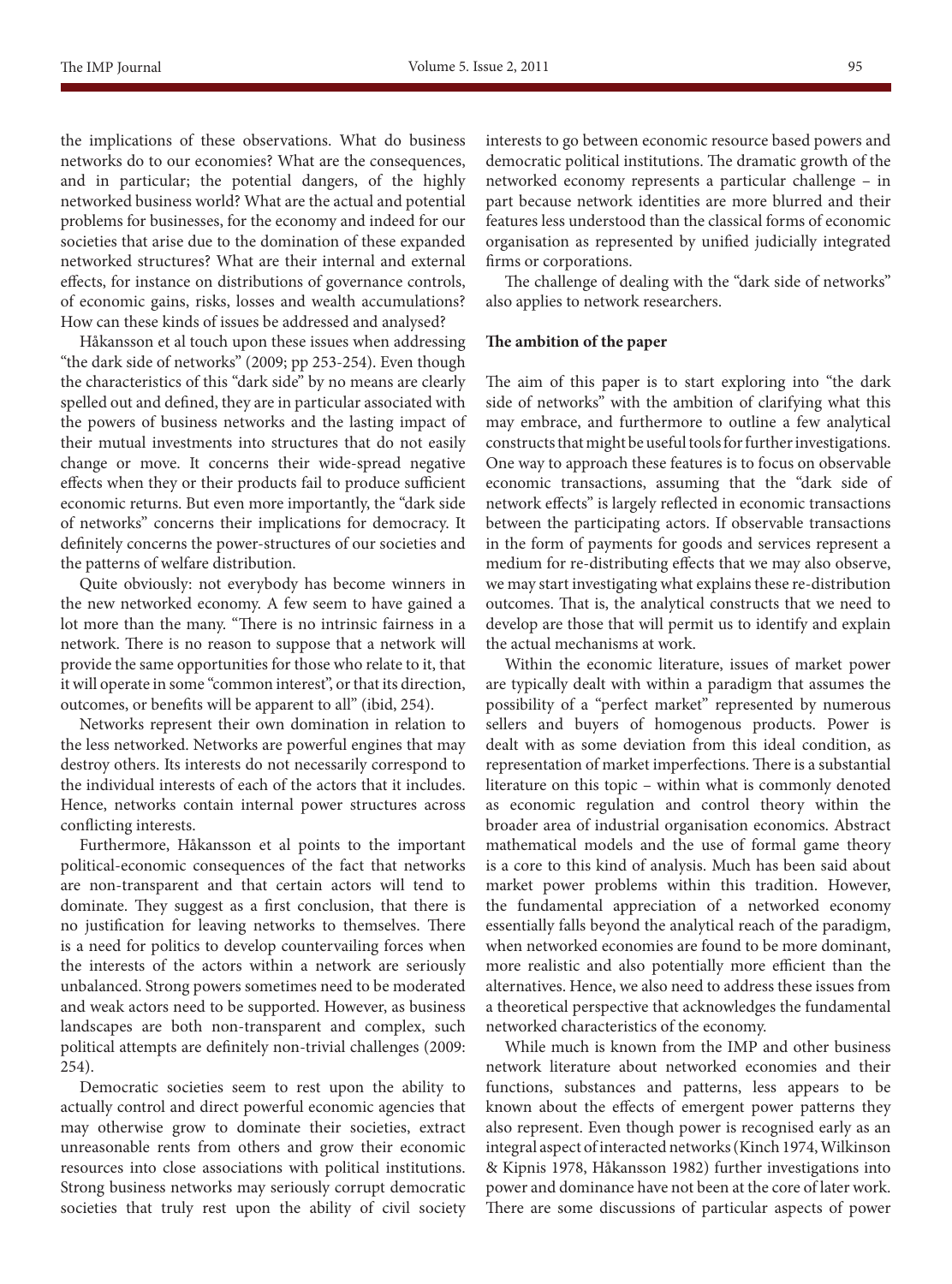the implications of these observations. What do business networks do to our economies? What are the consequences, and in particular; the potential dangers, of the highly networked business world? What are the actual and potential problems for businesses, for the economy and indeed for our societies that arise due to the domination of these expanded networked structures? What are their internal and external effects, for instance on distributions of governance controls, of economic gains, risks, losses and wealth accumulations? How can these kinds of issues be addressed and analysed?

Håkansson et al touch upon these issues when addressing "the dark side of networks" (2009; pp 253-254). Even though the characteristics of this "dark side" by no means are clearly spelled out and defined, they are in particular associated with the powers of business networks and the lasting impact of their mutual investments into structures that do not easily change or move. It concerns their wide-spread negative effects when they or their products fail to produce sufficient economic returns. But even more importantly, the "dark side of networks" concerns their implications for democracy. It definitely concerns the power-structures of our societies and the patterns of welfare distribution.

Quite obviously: not everybody has become winners in the new networked economy. A few seem to have gained a lot more than the many. "There is no intrinsic fairness in a network. There is no reason to suppose that a network will provide the same opportunities for those who relate to it, that it will operate in some "common interest", or that its direction, outcomes, or benefits will be apparent to all" (ibid, 254).

Networks represent their own domination in relation to the less networked. Networks are powerful engines that may destroy others. Its interests do not necessarily correspond to the individual interests of each of the actors that it includes. Hence, networks contain internal power structures across conflicting interests.

Furthermore, Håkansson et al points to the important political-economic consequences of the fact that networks are non-transparent and that certain actors will tend to dominate. They suggest as a first conclusion, that there is no justification for leaving networks to themselves. There is a need for politics to develop countervailing forces when the interests of the actors within a network are seriously unbalanced. Strong powers sometimes need to be moderated and weak actors need to be supported. However, as business landscapes are both non-transparent and complex, such political attempts are definitely non-trivial challenges (2009: 254).

Democratic societies seem to rest upon the ability to actually control and direct powerful economic agencies that may otherwise grow to dominate their societies, extract unreasonable rents from others and grow their economic resources into close associations with political institutions. Strong business networks may seriously corrupt democratic societies that truly rest upon the ability of civil society interests to go between economic resource based powers and democratic political institutions. The dramatic growth of the networked economy represents a particular challenge – in part because network identities are more blurred and their features less understood than the classical forms of economic organisation as represented by unified judicially integrated firms or corporations.

The challenge of dealing with the "dark side of networks" also applies to network researchers.

**The ambition of the paper**

The aim of this paper is to start exploring into "the dark side of networks" with the ambition of clarifying what this may embrace, and furthermore to outline a few analytical constructs that might be useful tools for further investigations. One way to approach these features is to focus on observable economic transactions, assuming that the "dark side of network effects" is largely reflected in economic transactions between the participating actors. If observable transactions in the form of payments for goods and services represent a medium for re-distributing effects that we may also observe, we may start investigating what explains these re-distribution outcomes. That is, the analytical constructs that we need to develop are those that will permit us to identify and explain the actual mechanisms at work.

Within the economic literature, issues of market power are typically dealt with within a paradigm that assumes the possibility of a "perfect market" represented by numerous sellers and buyers of homogenous products. Power is dealt with as some deviation from this ideal condition, as representation of market imperfections. There is a substantial literature on this topic – within what is commonly denoted as economic regulation and control theory within the broader area of industrial organisation economics. Abstract mathematical models and the use of formal game theory is a core to this kind of analysis. Much has been said about market power problems within this tradition. However, the fundamental appreciation of a networked economy essentially falls beyond the analytical reach of the paradigm, when networked economies are found to be more dominant, more realistic and also potentially more efficient than the alternatives. Hence, we also need to address these issues from a theoretical perspective that acknowledges the fundamental networked characteristics of the economy.

While much is known from the IMP and other business network literature about networked economies and their functions, substances and patterns, less appears to be known about the effects of emergent power patterns they also represent. Even though power is recognised early as an integral aspect of interacted networks (Kinch 1974, Wilkinson & Kipnis 1978, Håkansson 1982) further investigations into power and dominance have not been at the core of later work. There are some discussions of particular aspects of power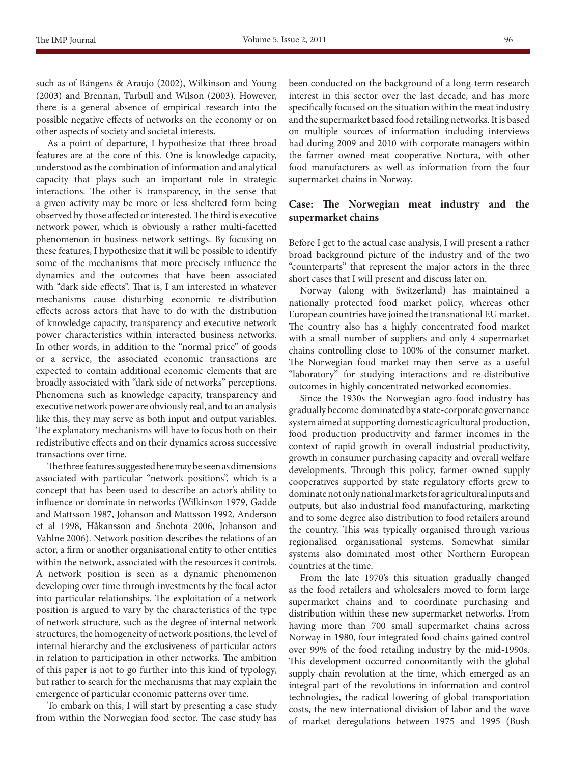such as of Bångens & Araujo (2002), Wilkinson and Young (2003) and Brennan, Turbull and Wilson (2003). However, there is a general absence of empirical research into the possible negative effects of networks on the economy or on other aspects of society and societal interests.

As a point of departure, I hypothesize that three broad features are at the core of this. One is knowledge capacity, understood as the combination of information and analytical capacity that plays such an important role in strategic interactions. The other is transparency, in the sense that a given activity may be more or less sheltered form being observed by those affected or interested. The third is executive network power, which is obviously a rather multi-facetted phenomenon in business network settings. By focusing on these features, I hypothesize that it will be possible to identify some of the mechanisms that more precisely influence the dynamics and the outcomes that have been associated with "dark side effects". That is, I am interested in whatever mechanisms cause disturbing economic re-distribution effects across actors that have to do with the distribution of knowledge capacity, transparency and executive network power characteristics within interacted business networks. In other words, in addition to the "normal price" of goods or a service, the associated economic transactions are expected to contain additional economic elements that are broadly associated with "dark side of networks" perceptions. Phenomena such as knowledge capacity, transparency and executive network power are obviously real, and to an analysis like this, they may serve as both input and output variables. The explanatory mechanisms will have to focus both on their redistributive effects and on their dynamics across successive transactions over time.

The three features suggested here may be seen as dimensions associated with particular "network positions", which is a concept that has been used to describe an actor's ability to influence or dominate in networks (Wilkinson 1979, Gadde and Mattsson 1987, Johanson and Mattsson 1992, Anderson et al 1998, Håkansson and Snehota 2006, Johanson and Vahlne 2006). Network position describes the relations of an actor, a firm or another organisational entity to other entities within the network, associated with the resources it controls. A network position is seen as a dynamic phenomenon developing over time through investments by the focal actor into particular relationships. The exploitation of a network position is argued to vary by the characteristics of the type of network structure, such as the degree of internal network structures, the homogeneity of network positions, the level of internal hierarchy and the exclusiveness of particular actors in relation to participation in other networks. The ambition of this paper is not to go further into this kind of typology, but rather to search for the mechanisms that may explain the emergence of particular economic patterns over time.

To embark on this, I will start by presenting a case study from within the Norwegian food sector. The case study has been conducted on the background of a long-term research interest in this sector over the last decade, and has more specifically focused on the situation within the meat industry and the supermarket based food retailing networks. It is based on multiple sources of information including interviews had during 2009 and 2010 with corporate managers within the farmer owned meat cooperative Nortura, with other food manufacturers as well as information from the four supermarket chains in Norway.

## Case: The Norwegian meat industry and the supermarket chains

Before I get to the actual case analysis, I will present a rather broad background picture of the industry and of the two "counterparts" that represent the major actors in the three short cases that I will present and discuss later on.

Norway (along with Switzerland) has maintained a nationally protected food market policy, whereas other European countries have joined the transnational EU market. The country also has a highly concentrated food market with a small number of suppliers and only 4 supermarket chains controlling close to 100% of the consumer market. The Norwegian food market may then serve as a useful "laboratory" for studying interactions and re-distributive outcomes in highly concentrated networked economies.

Since the 1930s the Norwegian agro-food industry has gradually become dominated by a state-corporate governance system aimed at supporting domestic agricultural production, food production productivity and farmer incomes in the context of rapid growth in overall industrial productivity, growth in consumer purchasing capacity and overall welfare developments. Through this policy, farmer owned supply cooperatives supported by state regulatory efforts grew to dominate not only national markets for agricultural inputs and outputs, but also industrial food manufacturing, marketing and to some degree also distribution to food retailers around the country. This was typically organised through various regionalised organisational systems. Somewhat similar systems also dominated most other Northern European countries at the time.

From the late 1970's this situation gradually changed as the food retailers and wholesalers moved to form large supermarket chains and to coordinate purchasing and distribution within these new supermarket networks. From having more than 700 small supermarket chains across Norway in 1980, four integrated food-chains gained control over 99% of the food retailing industry by the mid-1990s. This development occurred concomitantly with the global supply-chain revolution at the time, which emerged as an integral part of the revolutions in information and control technologies, the radical lowering of global transportation costs, the new international division of labor and the wave of market deregulations between 1975 and 1995 (Bush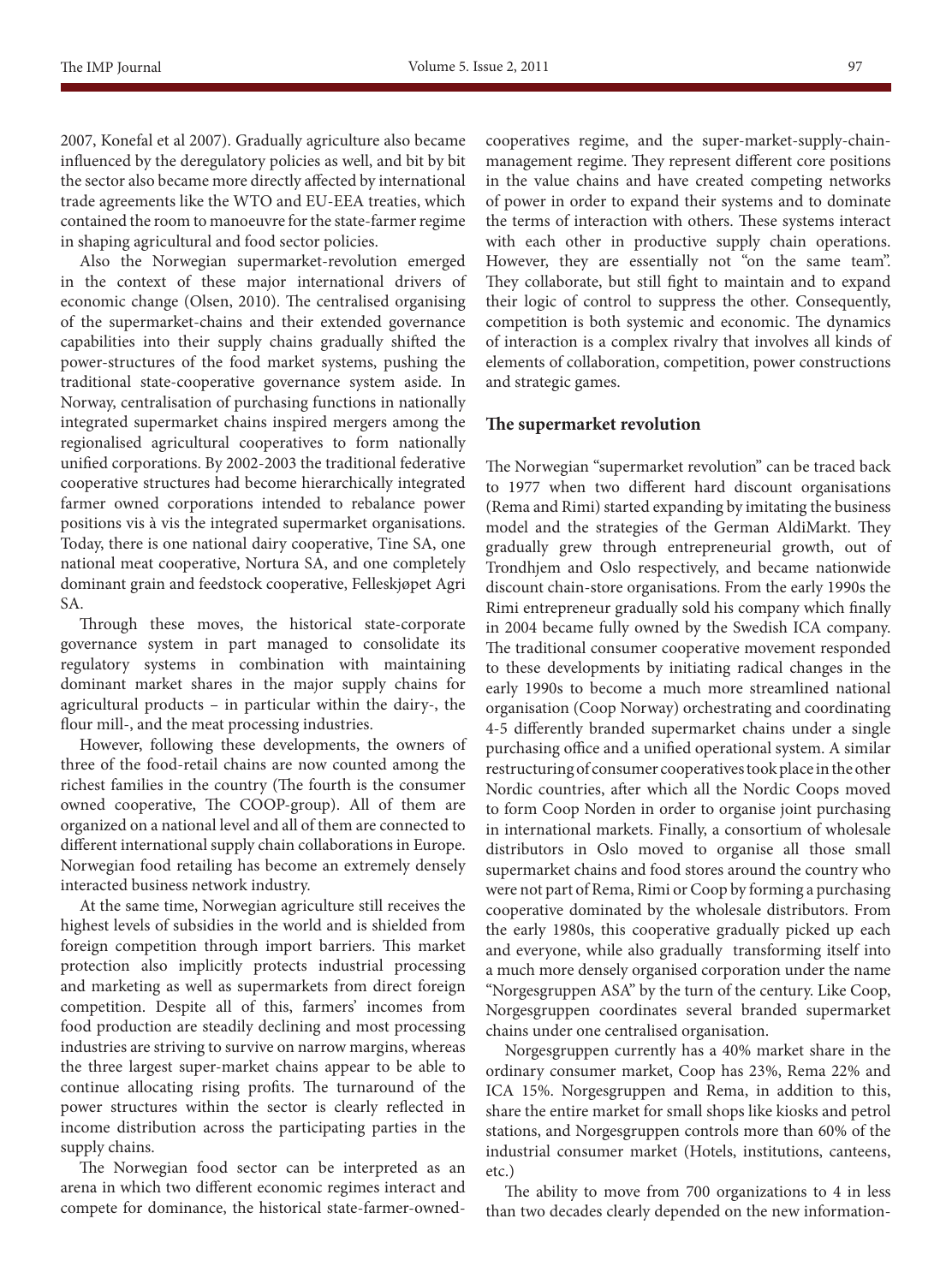2007, Konefal et al 2007). Gradually agriculture also became influenced by the deregulatory policies as well, and bit by bit the sector also became more directly affected by international trade agreements like the WTO and EU-EEA treaties, which contained the room to manoeuvre for the state-farmer regime in shaping agricultural and food sector policies.

Also the Norwegian supermarket-revolution emerged in the context of these major international drivers of economic change (Olsen, 2010). The centralised organising of the supermarket-chains and their extended governance capabilities into their supply chains gradually shifted the power-structures of the food market systems, pushing the traditional state-cooperative governance system aside. In Norway, centralisation of purchasing functions in nationally integrated supermarket chains inspired mergers among the regionalised agricultural cooperatives to form nationally unified corporations. By 2002-2003 the traditional federative cooperative structures had become hierarchically integrated farmer owned corporations intended to rebalance power positions vis à vis the integrated supermarket organisations. Today, there is one national dairy cooperative, Tine SA, one national meat cooperative, Nortura SA, and one completely dominant grain and feedstock cooperative, Felleskjøpet Agri SA.

Through these moves, the historical state-corporate governance system in part managed to consolidate its regulatory systems in combination with maintaining dominant market shares in the major supply chains for agricultural products – in particular within the dairy-, the flour mill-, and the meat processing industries.

However, following these developments, the owners of three of the food-retail chains are now counted among the richest families in the country (The fourth is the consumer owned cooperative, The COOP-group). All of them are organized on a national level and all of them are connected to different international supply chain collaborations in Europe. Norwegian food retailing has become an extremely densely interacted business network industry.

At the same time, Norwegian agriculture still receives the highest levels of subsidies in the world and is shielded from foreign competition through import barriers. This market protection also implicitly protects industrial processing and marketing as well as supermarkets from direct foreign competition. Despite all of this, farmers' incomes from food production are steadily declining and most processing industries are striving to survive on narrow margins, whereas the three largest super-market chains appear to be able to continue allocating rising profits. The turnaround of the power structures within the sector is clearly reflected in income distribution across the participating parties in the supply chains.

The Norwegian food sector can be interpreted as an arena in which two different economic regimes interact and compete for dominance, the historical state-farmer-owned-cooperatives regime, and the super-market-supply-chain-management regime. They represent different core positions in the value chains and have created competing networks of power in order to expand their systems and to dominate the terms of interaction with others. These systems interact with each other in productive supply chain operations. However, they are essentially not "on the same team". They collaborate, but still fight to maintain and to expand their logic of control to suppress the other. Consequently, competition is both systemic and economic. The dynamics of interaction is a complex rivalry that involves all kinds of elements of collaboration, competition, power constructions and strategic games.

## The supermarket revolution

The Norwegian "supermarket revolution" can be traced back to 1977 when two different hard discount organisations (Rema and Rimi) started expanding by imitating the business model and the strategies of the German AldiMarkt. They gradually grew through entrepreneurial growth, out of Trondhjem and Oslo respectively, and became nationwide discount chain-store organisations. From the early 1990s the Rimi entrepreneur gradually sold his company which finally in 2004 became fully owned by the Swedish ICA company. The traditional consumer cooperative movement responded to these developments by initiating radical changes in the early 1990s to become a much more streamlined national organisation (Coop Norway) orchestrating and coordinating 4-5 differently branded supermarket chains under a single purchasing office and a unified operational system. A similar restructuring of consumer cooperatives took place in the other Nordic countries, after which all the Nordic Coops moved to form Coop Norden in order to organise joint purchasing in international markets. Finally, a consortium of wholesale distributors in Oslo moved to organise all those small supermarket chains and food stores around the country who were not part of Rema, Rimi or Coop by forming a purchasing cooperative dominated by the wholesale distributors. From the early 1980s, this cooperative gradually picked up each and everyone, while also gradually transforming itself into a much more densely organised corporation under the name "Norgesgruppen ASA" by the turn of the century. Like Coop, Norgesgruppen coordinates several branded supermarket chains under one centralised organisation.

Norgesgruppen currently has a 40% market share in the ordinary consumer market, Coop has 23%, Rema 22% and ICA 15%. Norgesgruppen and Rema, in addition to this, share the entire market for small shops like kiosks and petrol stations, and Norgesgruppen controls more than 60% of the industrial consumer market (Hotels, institutions, canteens, etc.)

The ability to move from 700 organizations to 4 in less than two decades clearly depended on the new information-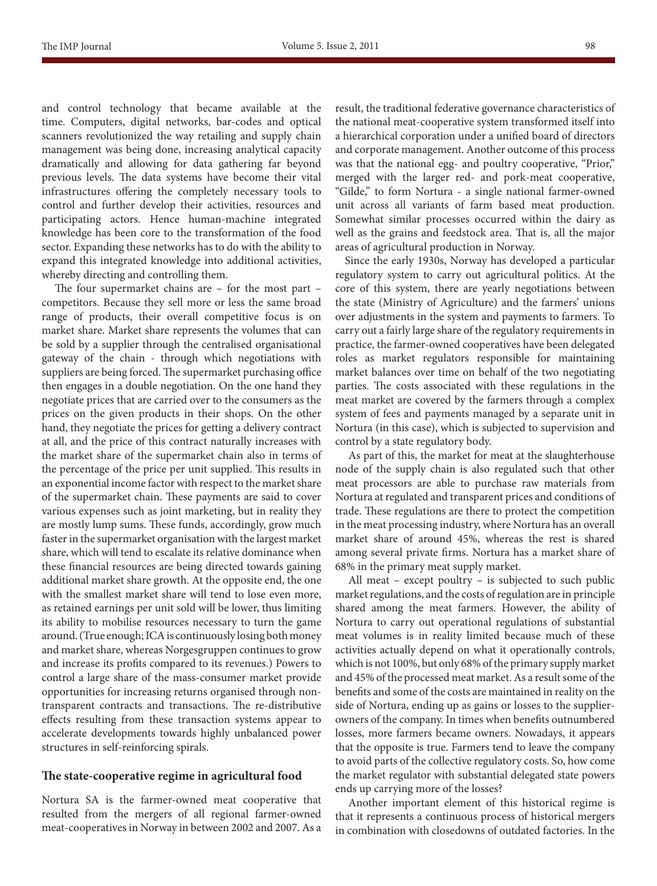and control technology that became available at the time. Computers, digital networks, bar-codes and optical scanners revolutionized the way retailing and supply chain management was being done, increasing analytical capacity dramatically and allowing for data gathering far beyond previous levels. The data systems have become their vital infrastructures offering the completely necessary tools to control and further develop their activities, resources and participating actors. Hence human-machine integrated knowledge has been core to the transformation of the food sector. Expanding these networks has to do with the ability to expand this integrated knowledge into additional activities, whereby directing and controlling them.

The four supermarket chains are – for the most part – competitors. Because they sell more or less the same broad range of products, their overall competitive focus is on market share. Market share represents the volumes that can be sold by a supplier through the centralised organisational gateway of the chain - through which negotiations with suppliers are being forced. The supermarket purchasing office then engages in a double negotiation. On the one hand they negotiate prices that are carried over to the consumers as the prices on the given products in their shops. On the other hand, they negotiate the prices for getting a delivery contract at all, and the price of this contract naturally increases with the market share of the supermarket chain also in terms of the percentage of the price per unit supplied. This results in an exponential income factor with respect to the market share of the supermarket chain. These payments are said to cover various expenses such as joint marketing, but in reality they are mostly lump sums. These funds, accordingly, grow much faster in the supermarket organisation with the largest market share, which will tend to escalate its relative dominance when these financial resources are being directed towards gaining additional market share growth. At the opposite end, the one with the smallest market share will tend to lose even more, as retained earnings per unit sold will be lower, thus limiting its ability to mobilise resources necessary to turn the game around. (True enough; ICA is continuously losing both money and market share, whereas Norgesgruppen continues to grow and increase its profits compared to its revenues.) Powers to control a large share of the mass-consumer market provide opportunities for increasing returns organised through non-transparent contracts and transactions. The re-distributive effects resulting from these transaction systems appear to accelerate developments towards highly unbalanced power structures in self-reinforcing spirals.

## The state-cooperative regime in agricultural food

Nortura SA is the farmer-owned meat cooperative that resulted from the mergers of all regional farmer-owned meat-cooperatives in Norway in between 2002 and 2007. As a result, the traditional federative governance characteristics of the national meat-cooperative system transformed itself into a hierarchical corporation under a unified board of directors and corporate management. Another outcome of this process was that the national egg- and poultry cooperative, "Prior," merged with the larger red- and pork-meat cooperative, "Gilde," to form Nortura - a single national farmer-owned unit across all variants of farm based meat production. Somewhat similar processes occurred within the dairy as well as the grains and feedstock area. That is, all the major areas of agricultural production in Norway.

Since the early 1930s, Norway has developed a particular regulatory system to carry out agricultural politics. At the core of this system, there are yearly negotiations between the state (Ministry of Agriculture) and the farmers' unions over adjustments in the system and payments to farmers. To carry out a fairly large share of the regulatory requirements in practice, the farmer-owned cooperatives have been delegated roles as market regulators responsible for maintaining market balances over time on behalf of the two negotiating parties. The costs associated with these regulations in the meat market are covered by the farmers through a complex system of fees and payments managed by a separate unit in Nortura (in this case), which is subjected to supervision and control by a state regulatory body.

As part of this, the market for meat at the slaughterhouse node of the supply chain is also regulated such that other meat processors are able to purchase raw materials from Nortura at regulated and transparent prices and conditions of trade. These regulations are there to protect the competition in the meat processing industry, where Nortura has an overall market share of around 45%, whereas the rest is shared among several private firms. Nortura has a market share of 68% in the primary meat supply market.

All meat – except poultry – is subjected to such public market regulations, and the costs of regulation are in principle shared among the meat farmers. However, the ability of Nortura to carry out operational regulations of substantial meat volumes is in reality limited because much of these activities actually depend on what it operationally controls, which is not 100%, but only 68% of the primary supply market and 45% of the processed meat market. As a result some of the benefits and some of the costs are maintained in reality on the side of Nortura, ending up as gains or losses to the supplier-owners of the company. In times when benefits outnumbered losses, more farmers became owners. Nowadays, it appears that the opposite is true. Farmers tend to leave the company to avoid parts of the collective regulatory costs. So, how come the market regulator with substantial delegated state powers ends up carrying more of the losses?

Another important element of this historical regime is that it represents a continuous process of historical mergers in combination with closedowns of outdated factories. In the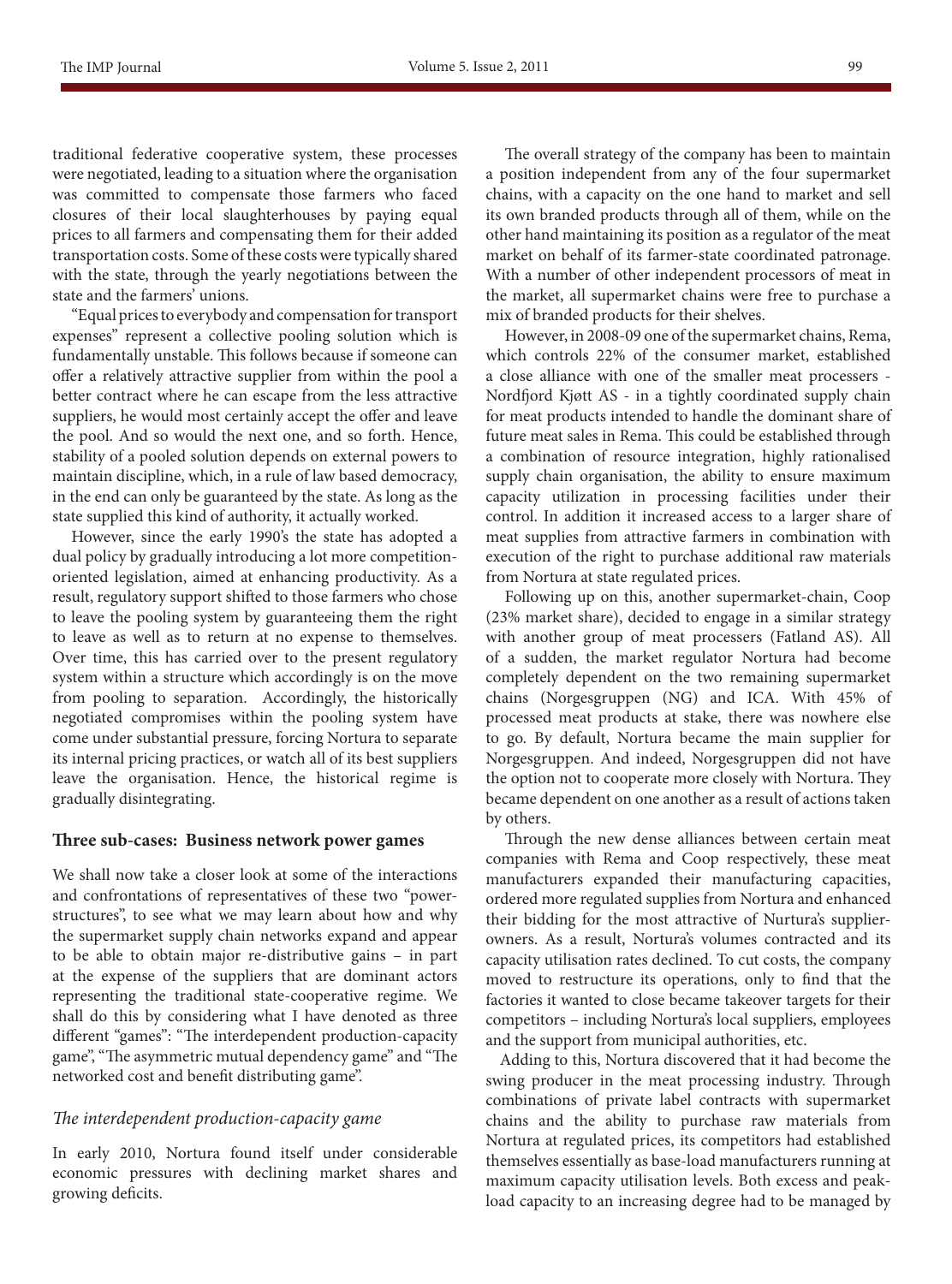traditional federative cooperative system, these processes were negotiated, leading to a situation where the organisation was committed to compensate those farmers who faced closures of their local slaughterhouses by paying equal prices to all farmers and compensating them for their added transportation costs. Some of these costs were typically shared with the state, through the yearly negotiations between the state and the farmers' unions.

"Equal prices to everybody and compensation for transport expenses" represent a collective pooling solution which is fundamentally unstable. This follows because if someone can offer a relatively attractive supplier from within the pool a better contract where he can escape from the less attractive suppliers, he would most certainly accept the offer and leave the pool. And so would the next one, and so forth. Hence, stability of a pooled solution depends on external powers to maintain discipline, which, in a rule of law based democracy, in the end can only be guaranteed by the state. As long as the state supplied this kind of authority, it actually worked.

However, since the early 1990's the state has adopted a dual policy by gradually introducing a lot more competition-oriented legislation, aimed at enhancing productivity. As a result, regulatory support shifted to those farmers who chose to leave the pooling system by guaranteeing them the right to leave as well as to return at no expense to themselves. Over time, this has carried over to the present regulatory system within a structure which accordingly is on the move from pooling to separation. Accordingly, the historically negotiated compromises within the pooling system have come under substantial pressure, forcing Nortura to separate its internal pricing practices, or watch all of its best suppliers leave the organisation. Hence, the historical regime is gradually disintegrating.

## Three sub-cases: Business network power games

We shall now take a closer look at some of the interactions and confrontations of representatives of these two "power-structures", to see what we may learn about how and why the supermarket supply chain networks expand and appear to be able to obtain major re-distributive gains – in part at the expense of the suppliers that are dominant actors representing the traditional state-cooperative regime. We shall do this by considering what I have denoted as three different "games": "The interdependent production-capacity game", "The asymmetric mutual dependency game" and "The networked cost and benefit distributing game".

### *The interdependent production-capacity game*

In early 2010, Nortura found itself under considerable economic pressures with declining market shares and growing deficits.

The overall strategy of the company has been to maintain a position independent from any of the four supermarket chains, with a capacity on the one hand to market and sell its own branded products through all of them, while on the other hand maintaining its position as a regulator of the meat market on behalf of its farmer-state coordinated patronage. With a number of other independent processors of meat in the market, all supermarket chains were free to purchase a mix of branded products for their shelves.

However, in 2008-09 one of the supermarket chains, Rema, which controls 22% of the consumer market, established a close alliance with one of the smaller meat processers - Nordfjord Kjøtt AS - in a tightly coordinated supply chain for meat products intended to handle the dominant share of future meat sales in Rema. This could be established through a combination of resource integration, highly rationalised supply chain organisation, the ability to ensure maximum capacity utilization in processing facilities under their control. In addition it increased access to a larger share of meat supplies from attractive farmers in combination with execution of the right to purchase additional raw materials from Nortura at state regulated prices.

Following up on this, another supermarket-chain, Coop (23% market share), decided to engage in a similar strategy with another group of meat processers (Fatland AS). All of a sudden, the market regulator Nortura had become completely dependent on the two remaining supermarket chains (Norgesgruppen (NG) and ICA. With 45% of processed meat products at stake, there was nowhere else to go. By default, Nortura became the main supplier for Norgesgruppen. And indeed, Norgesgruppen did not have the option not to cooperate more closely with Nortura. They became dependent on one another as a result of actions taken by others.

Through the new dense alliances between certain meat companies with Rema and Coop respectively, these meat manufacturers expanded their manufacturing capacities, ordered more regulated supplies from Nortura and enhanced their bidding for the most attractive of Nurtura's supplier-owners. As a result, Nortura's volumes contracted and its capacity utilisation rates declined. To cut costs, the company moved to restructure its operations, only to find that the factories it wanted to close became takeover targets for their competitors – including Nortura's local suppliers, employees and the support from municipal authorities, etc.

Adding to this, Nortura discovered that it had become the swing producer in the meat processing industry. Through combinations of private label contracts with supermarket chains and the ability to purchase raw materials from Nortura at regulated prices, its competitors had established themselves essentially as base-load manufacturers running at maximum capacity utilisation levels. Both excess and peak-load capacity to an increasing degree had to be managed by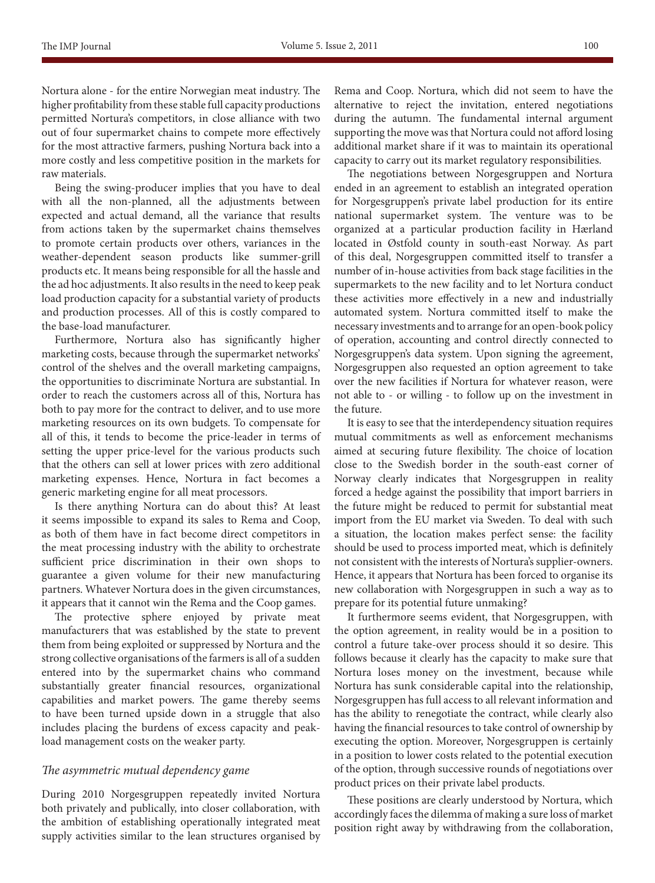Nortura alone - for the entire Norwegian meat industry. The higher profitability from these stable full capacity productions permitted Nortura's competitors, in close alliance with two out of four supermarket chains to compete more effectively for the most attractive farmers, pushing Nortura back into a more costly and less competitive position in the markets for raw materials.

Being the swing-producer implies that you have to deal with all the non-planned, all the adjustments between expected and actual demand, all the variance that results from actions taken by the supermarket chains themselves to promote certain products over others, variances in the weather-dependent season products like summer-grill products etc. It means being responsible for all the hassle and the ad hoc adjustments. It also results in the need to keep peak load production capacity for a substantial variety of products and production processes. All of this is costly compared to the base-load manufacturer.

Furthermore, Nortura also has significantly higher marketing costs, because through the supermarket networks' control of the shelves and the overall marketing campaigns, the opportunities to discriminate Nortura are substantial. In order to reach the customers across all of this, Nortura has both to pay more for the contract to deliver, and to use more marketing resources on its own budgets. To compensate for all of this, it tends to become the price-leader in terms of setting the upper price-level for the various products such that the others can sell at lower prices with zero additional marketing expenses. Hence, Nortura in fact becomes a generic marketing engine for all meat processors.

Is there anything Nortura can do about this? At least it seems impossible to expand its sales to Rema and Coop, as both of them have in fact become direct competitors in the meat processing industry with the ability to orchestrate sufficient price discrimination in their own shops to guarantee a given volume for their new manufacturing partners. Whatever Nortura does in the given circumstances, it appears that it cannot win the Rema and the Coop games.

The protective sphere enjoyed by private meat manufacturers that was established by the state to prevent them from being exploited or suppressed by Nortura and the strong collective organisations of the farmers is all of a sudden entered into by the supermarket chains who command substantially greater financial resources, organizational capabilities and market powers. The game thereby seems to have been turned upside down in a struggle that also includes placing the burdens of excess capacity and peak-load management costs on the weaker party.

### *The asymmetric mutual dependency game*

During 2010 Norgesgruppen repeatedly invited Nortura both privately and publically, into closer collaboration, with the ambition of establishing operationally integrated meat supply activities similar to the lean structures organised by Rema and Coop. Nortura, which did not seem to have the alternative to reject the invitation, entered negotiations during the autumn. The fundamental internal argument supporting the move was that Nortura could not afford losing additional market share if it was to maintain its operational capacity to carry out its market regulatory responsibilities.

The negotiations between Norgesgruppen and Nortura ended in an agreement to establish an integrated operation for Norgesgruppen's private label production for its entire national supermarket system. The venture was to be organized at a particular production facility in Hærland located in Østfold county in south-east Norway. As part of this deal, Norgesgruppen committed itself to transfer a number of in-house activities from back stage facilities in the supermarkets to the new facility and to let Nortura conduct these activities more effectively in a new and industrially automated system. Nortura committed itself to make the necessary investments and to arrange for an open-book policy of operation, accounting and control directly connected to Norgesgruppen's data system. Upon signing the agreement, Norgesgruppen also requested an option agreement to take over the new facilities if Nortura for whatever reason, were not able to - or willing - to follow up on the investment in the future.

It is easy to see that the interdependency situation requires mutual commitments as well as enforcement mechanisms aimed at securing future flexibility. The choice of location close to the Swedish border in the south-east corner of Norway clearly indicates that Norgesgruppen in reality forced a hedge against the possibility that import barriers in the future might be reduced to permit for substantial meat import from the EU market via Sweden. To deal with such a situation, the location makes perfect sense: the facility should be used to process imported meat, which is definitely not consistent with the interests of Nortura's supplier-owners. Hence, it appears that Nortura has been forced to organise its new collaboration with Norgesgruppen in such a way as to prepare for its potential future unmaking?

It furthermore seems evident, that Norgesgruppen, with the option agreement, in reality would be in a position to control a future take-over process should it so desire. This follows because it clearly has the capacity to make sure that Nortura loses money on the investment, because while Nortura has sunk considerable capital into the relationship, Norgesgruppen has full access to all relevant information and has the ability to renegotiate the contract, while clearly also having the financial resources to take control of ownership by executing the option. Moreover, Norgesgruppen is certainly in a position to lower costs related to the potential execution of the option, through successive rounds of negotiations over product prices on their private label products.

These positions are clearly understood by Nortura, which accordingly faces the dilemma of making a sure loss of market position right away by withdrawing from the collaboration,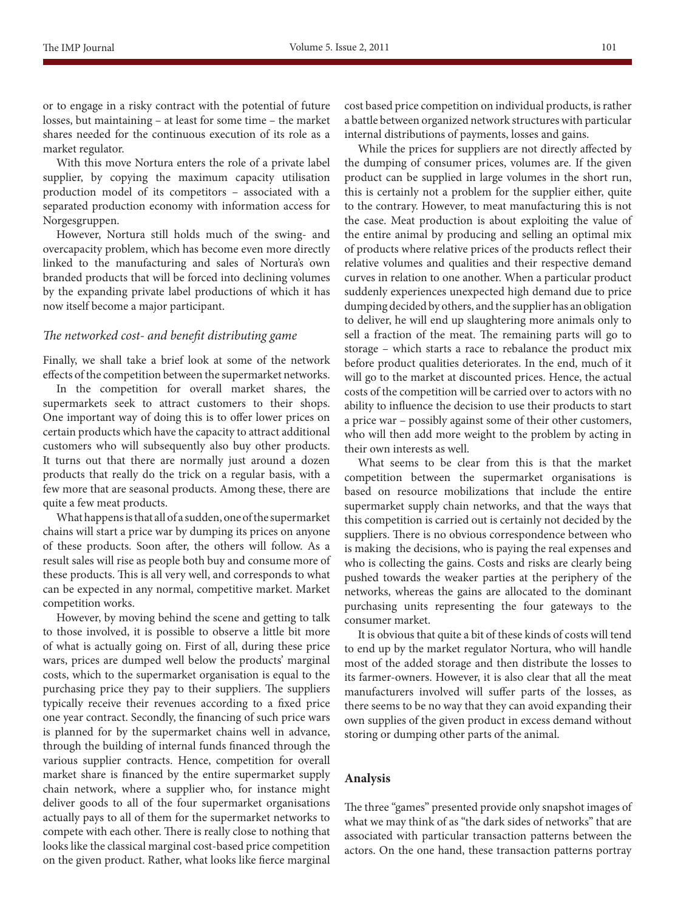or to engage in a risky contract with the potential of future losses, but maintaining – at least for some time – the market shares needed for the continuous execution of its role as a market regulator.

With this move Nortura enters the role of a private label supplier, by copying the maximum capacity utilisation production model of its competitors – associated with a separated production economy with information access for Norgesgruppen.

However, Nortura still holds much of the swing- and overcapacity problem, which has become even more directly linked to the manufacturing and sales of Nortura's own branded products that will be forced into declining volumes by the expanding private label productions of which it has now itself become a major participant.

### *The networked cost- and benefit distributing game*

Finally, we shall take a brief look at some of the network effects of the competition between the supermarket networks.

In the competition for overall market shares, the supermarkets seek to attract customers to their shops. One important way of doing this is to offer lower prices on certain products which have the capacity to attract additional customers who will subsequently also buy other products. It turns out that there are normally just around a dozen products that really do the trick on a regular basis, with a few more that are seasonal products. Among these, there are quite a few meat products.

What happens is that all of a sudden, one of the supermarket chains will start a price war by dumping its prices on anyone of these products. Soon after, the others will follow. As a result sales will rise as people both buy and consume more of these products. This is all very well, and corresponds to what can be expected in any normal, competitive market. Market competition works.

However, by moving behind the scene and getting to talk to those involved, it is possible to observe a little bit more of what is actually going on. First of all, during these price wars, prices are dumped well below the products' marginal costs, which to the supermarket organisation is equal to the purchasing price they pay to their suppliers. The suppliers typically receive their revenues according to a fixed price one year contract. Secondly, the financing of such price wars is planned for by the supermarket chains well in advance, through the building of internal funds financed through the various supplier contracts. Hence, competition for overall market share is financed by the entire supermarket supply chain network, where a supplier who, for instance might deliver goods to all of the four supermarket organisations actually pays to all of them for the supermarket networks to compete with each other. There is really close to nothing that looks like the classical marginal cost-based price competition on the given product. Rather, what looks like fierce marginal cost based price competition on individual products, is rather a battle between organized network structures with particular internal distributions of payments, losses and gains.

While the prices for suppliers are not directly affected by the dumping of consumer prices, volumes are. If the given product can be supplied in large volumes in the short run, this is certainly not a problem for the supplier either, quite to the contrary. However, to meat manufacturing this is not the case. Meat production is about exploiting the value of the entire animal by producing and selling an optimal mix of products where relative prices of the products reflect their relative volumes and qualities and their respective demand curves in relation to one another. When a particular product suddenly experiences unexpected high demand due to price dumping decided by others, and the supplier has an obligation to deliver, he will end up slaughtering more animals only to sell a fraction of the meat. The remaining parts will go to storage – which starts a race to rebalance the product mix before product qualities deteriorates. In the end, much of it will go to the market at discounted prices. Hence, the actual costs of the competition will be carried over to actors with no ability to influence the decision to use their products to start a price war – possibly against some of their other customers, who will then add more weight to the problem by acting in their own interests as well.

What seems to be clear from this is that the market competition between the supermarket organisations is based on resource mobilizations that include the entire supermarket supply chain networks, and that the ways that this competition is carried out is certainly not decided by the suppliers. There is no obvious correspondence between who is making the decisions, who is paying the real expenses and who is collecting the gains. Costs and risks are clearly being pushed towards the weaker parties at the periphery of the networks, whereas the gains are allocated to the dominant purchasing units representing the four gateways to the consumer market.

It is obvious that quite a bit of these kinds of costs will tend to end up by the market regulator Nortura, who will handle most of the added storage and then distribute the losses to its farmer-owners. However, it is also clear that all the meat manufacturers involved will suffer parts of the losses, as there seems to be no way that they can avoid expanding their own supplies of the given product in excess demand without storing or dumping other parts of the animal.

## Analysis

The three "games" presented provide only snapshot images of what we may think of as "the dark sides of networks" that are associated with particular transaction patterns between the actors. On the one hand, these transaction patterns portray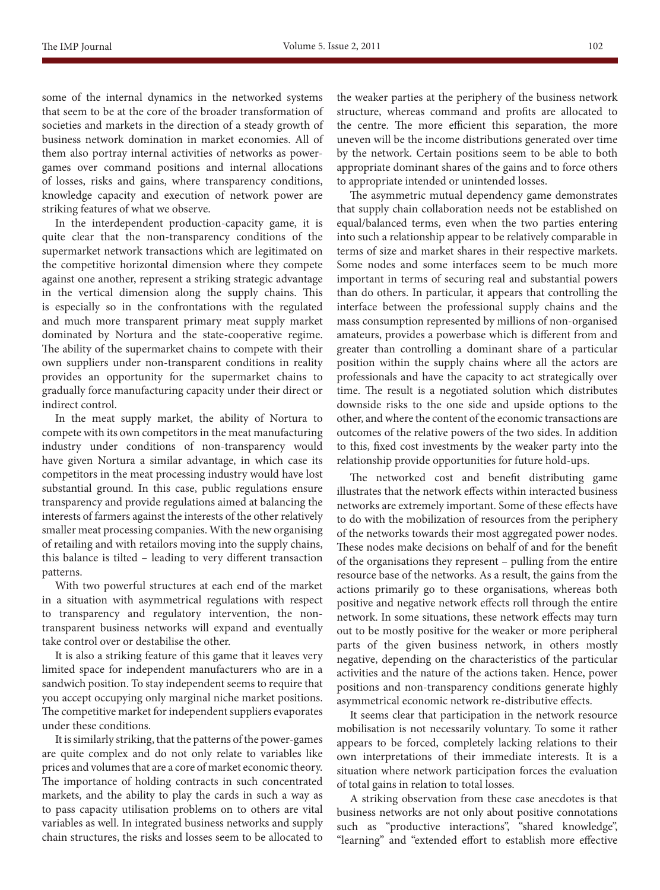some of the internal dynamics in the networked systems that seem to be at the core of the broader transformation of societies and markets in the direction of a steady growth of business network domination in market economies. All of them also portray internal activities of networks as power-games over command positions and internal allocations of losses, risks and gains, where transparency conditions, knowledge capacity and execution of network power are striking features of what we observe.

In the interdependent production-capacity game, it is quite clear that the non-transparency conditions of the supermarket network transactions which are legitimated on the competitive horizontal dimension where they compete against one another, represent a striking strategic advantage in the vertical dimension along the supply chains. This is especially so in the confrontations with the regulated and much more transparent primary meat supply market dominated by Nortura and the state-cooperative regime. The ability of the supermarket chains to compete with their own suppliers under non-transparent conditions in reality provides an opportunity for the supermarket chains to gradually force manufacturing capacity under their direct or indirect control.

In the meat supply market, the ability of Nortura to compete with its own competitors in the meat manufacturing industry under conditions of non-transparency would have given Nortura a similar advantage, in which case its competitors in the meat processing industry would have lost substantial ground. In this case, public regulations ensure transparency and provide regulations aimed at balancing the interests of farmers against the interests of the other relatively smaller meat processing companies. With the new organising of retailing and with retailors moving into the supply chains, this balance is tilted – leading to very different transaction patterns.

With two powerful structures at each end of the market in a situation with asymmetrical regulations with respect to transparency and regulatory intervention, the non-transparent business networks will expand and eventually take control over or destabilise the other.

It is also a striking feature of this game that it leaves very limited space for independent manufacturers who are in a sandwich position. To stay independent seems to require that you accept occupying only marginal niche market positions. The competitive market for independent suppliers evaporates under these conditions.

It is similarly striking, that the patterns of the power-games are quite complex and do not only relate to variables like prices and volumes that are a core of market economic theory. The importance of holding contracts in such concentrated markets, and the ability to play the cards in such a way as to pass capacity utilisation problems on to others are vital variables as well. In integrated business networks and supply chain structures, the risks and losses seem to be allocated to the weaker parties at the periphery of the business network structure, whereas command and profits are allocated to the centre. The more efficient this separation, the more uneven will be the income distributions generated over time by the network. Certain positions seem to be able to both appropriate dominant shares of the gains and to force others to appropriate intended or unintended losses.

The asymmetric mutual dependency game demonstrates that supply chain collaboration needs not be established on equal/balanced terms, even when the two parties entering into such a relationship appear to be relatively comparable in terms of size and market shares in their respective markets. Some nodes and some interfaces seem to be much more important in terms of securing real and substantial powers than do others. In particular, it appears that controlling the interface between the professional supply chains and the mass consumption represented by millions of non-organised amateurs, provides a powerbase which is different from and greater than controlling a dominant share of a particular position within the supply chains where all the actors are professionals and have the capacity to act strategically over time. The result is a negotiated solution which distributes downside risks to the one side and upside options to the other, and where the content of the economic transactions are outcomes of the relative powers of the two sides. In addition to this, fixed cost investments by the weaker party into the relationship provide opportunities for future hold-ups.

The networked cost and benefit distributing game illustrates that the network effects within interacted business networks are extremely important. Some of these effects have to do with the mobilization of resources from the periphery of the networks towards their most aggregated power nodes. These nodes make decisions on behalf of and for the benefit of the organisations they represent – pulling from the entire resource base of the networks. As a result, the gains from the actions primarily go to these organisations, whereas both positive and negative network effects roll through the entire network. In some situations, these network effects may turn out to be mostly positive for the weaker or more peripheral parts of the given business network, in others mostly negative, depending on the characteristics of the particular activities and the nature of the actions taken. Hence, power positions and non-transparency conditions generate highly asymmetrical economic network re-distributive effects.

It seems clear that participation in the network resource mobilisation is not necessarily voluntary. To some it rather appears to be forced, completely lacking relations to their own interpretations of their immediate interests. It is a situation where network participation forces the evaluation of total gains in relation to total losses.

A striking observation from these case anecdotes is that business networks are not only about positive connotations such as "productive interactions", "shared knowledge", "learning" and "extended effort to establish more effective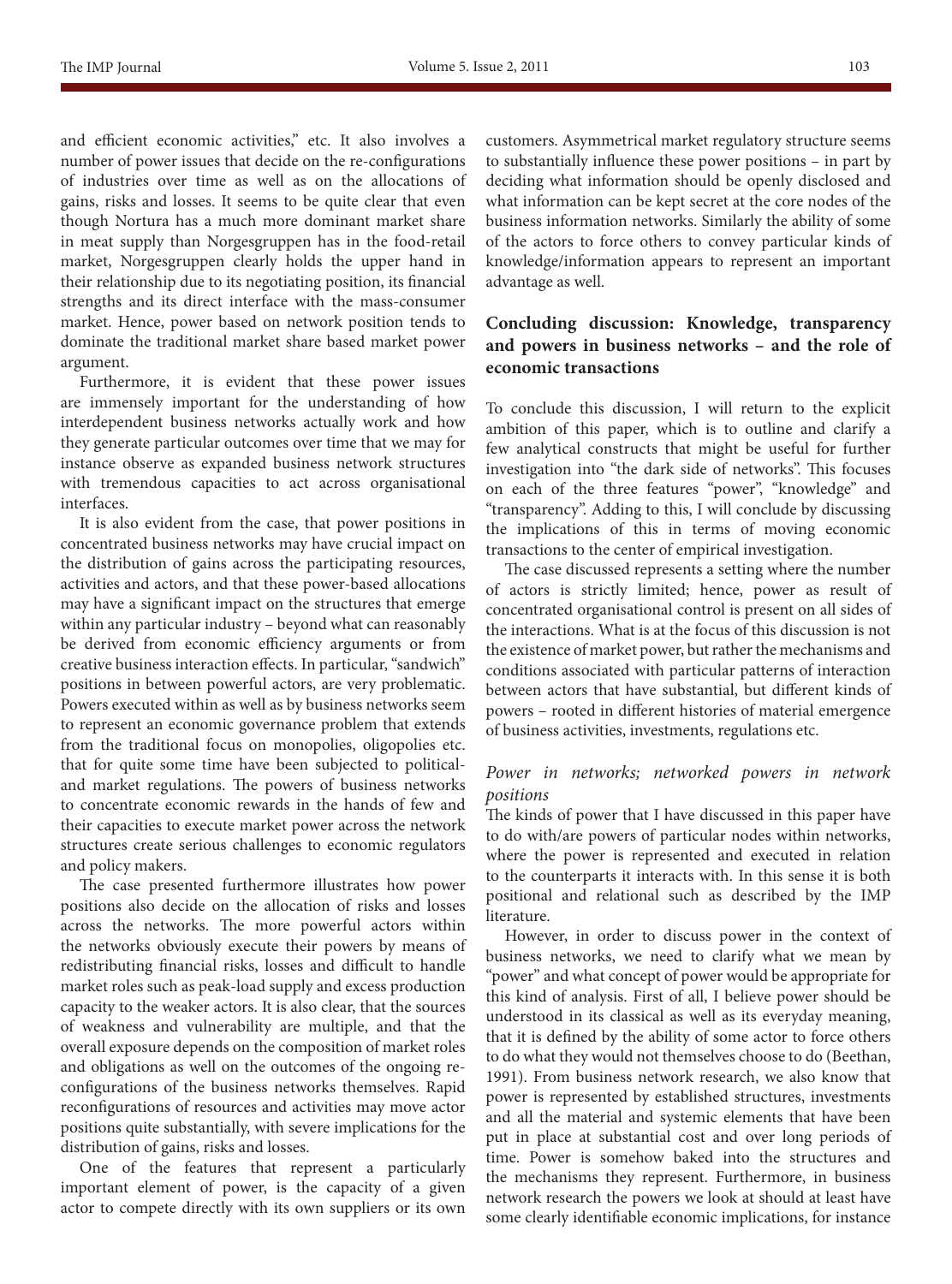and efficient economic activities," etc. It also involves a number of power issues that decide on the re-configurations of industries over time as well as on the allocations of gains, risks and losses. It seems to be quite clear that even though Nortura has a much more dominant market share in meat supply than Norgesgruppen has in the food-retail market, Norgesgruppen clearly holds the upper hand in their relationship due to its negotiating position, its financial strengths and its direct interface with the mass-consumer market. Hence, power based on network position tends to dominate the traditional market share based market power argument.

Furthermore, it is evident that these power issues are immensely important for the understanding of how interdependent business networks actually work and how they generate particular outcomes over time that we may for instance observe as expanded business network structures with tremendous capacities to act across organisational interfaces.

It is also evident from the case, that power positions in concentrated business networks may have crucial impact on the distribution of gains across the participating resources, activities and actors, and that these power-based allocations may have a significant impact on the structures that emerge within any particular industry – beyond what can reasonably be derived from economic efficiency arguments or from creative business interaction effects. In particular, "sandwich" positions in between powerful actors, are very problematic. Powers executed within as well as by business networks seem to represent an economic governance problem that extends from the traditional focus on monopolies, oligopolies etc. that for quite some time have been subjected to political- and market regulations. The powers of business networks to concentrate economic rewards in the hands of few and their capacities to execute market power across the network structures create serious challenges to economic regulators and policy makers.

The case presented furthermore illustrates how power positions also decide on the allocation of risks and losses across the networks. The more powerful actors within the networks obviously execute their powers by means of redistributing financial risks, losses and difficult to handle market roles such as peak-load supply and excess production capacity to the weaker actors. It is also clear, that the sources of weakness and vulnerability are multiple, and that the overall exposure depends on the composition of market roles and obligations as well on the outcomes of the ongoing re-configurations of the business networks themselves. Rapid reconfigurations of resources and activities may move actor positions quite substantially, with severe implications for the distribution of gains, risks and losses.

One of the features that represent a particularly important element of power, is the capacity of a given actor to compete directly with its own suppliers or its own customers. Asymmetrical market regulatory structure seems to substantially influence these power positions – in part by deciding what information should be openly disclosed and what information can be kept secret at the core nodes of the business information networks. Similarly the ability of some of the actors to force others to convey particular kinds of knowledge/information appears to represent an important advantage as well.

## Concluding discussion: Knowledge, transparency and powers in business networks – and the role of economic transactions

To conclude this discussion, I will return to the explicit ambition of this paper, which is to outline and clarify a few analytical constructs that might be useful for further investigation into "the dark side of networks". This focuses on each of the three features "power", "knowledge" and "transparency". Adding to this, I will conclude by discussing the implications of this in terms of moving economic transactions to the center of empirical investigation.

The case discussed represents a setting where the number of actors is strictly limited; hence, power as result of concentrated organisational control is present on all sides of the interactions. What is at the focus of this discussion is not the existence of market power, but rather the mechanisms and conditions associated with particular patterns of interaction between actors that have substantial, but different kinds of powers – rooted in different histories of material emergence of business activities, investments, regulations etc.

### *Power in networks; networked powers in network positions*

The kinds of power that I have discussed in this paper have to do with/are powers of particular nodes within networks, where the power is represented and executed in relation to the counterparts it interacts with. In this sense it is both positional and relational such as described by the IMP literature.

However, in order to discuss power in the context of business networks, we need to clarify what we mean by "power" and what concept of power would be appropriate for this kind of analysis. First of all, I believe power should be understood in its classical as well as its everyday meaning, that it is defined by the ability of some actor to force others to do what they would not themselves choose to do (Beethan, 1991). From business network research, we also know that power is represented by established structures, investments and all the material and systemic elements that have been put in place at substantial cost and over long periods of time. Power is somehow baked into the structures and the mechanisms they represent. Furthermore, in business network research the powers we look at should at least have some clearly identifiable economic implications, for instance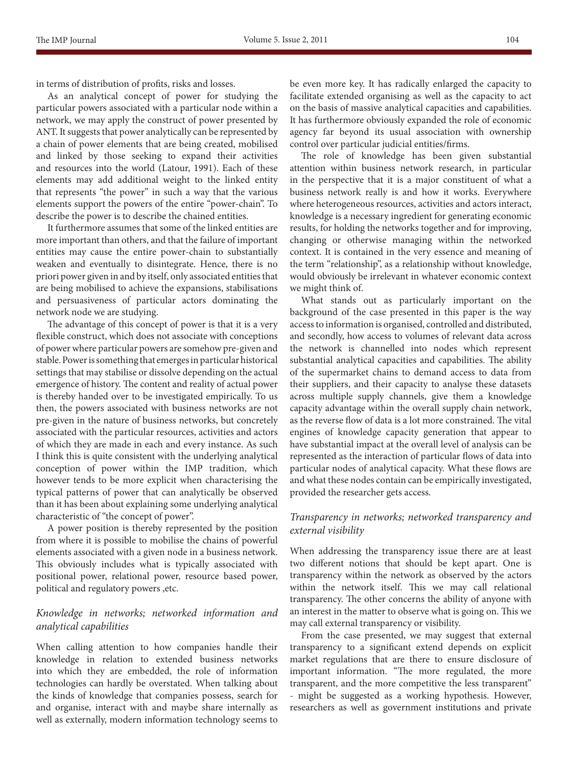in terms of distribution of profits, risks and losses.

As an analytical concept of power for studying the particular powers associated with a particular node within a network, we may apply the construct of power presented by ANT. It suggests that power analytically can be represented by a chain of power elements that are being created, mobilised and linked by those seeking to expand their activities and resources into the world (Latour, 1991). Each of these elements may add additional weight to the linked entity that represents "the power" in such a way that the various elements support the powers of the entire "power-chain". To describe the power is to describe the chained entities.

It furthermore assumes that some of the linked entities are more important than others, and that the failure of important entities may cause the entire power-chain to substantially weaken and eventually to disintegrate. Hence, there is no priori power given in and by itself, only associated entities that are being mobilised to achieve the expansions, stabilisations and persuasiveness of particular actors dominating the network node we are studying.

The advantage of this concept of power is that it is a very flexible construct, which does not associate with conceptions of power where particular powers are somehow pre-given and stable. Power is something that emerges in particular historical settings that may stabilise or dissolve depending on the actual emergence of history. The content and reality of actual power is thereby handed over to be investigated empirically. To us then, the powers associated with business networks are not pre-given in the nature of business networks, but concretely associated with the particular resources, activities and actors of which they are made in each and every instance. As such I think this is quite consistent with the underlying analytical conception of power within the IMP tradition, which however tends to be more explicit when characterising the typical patterns of power that can analytically be observed than it has been about explaining some underlying analytical characteristic of "the concept of power".

A power position is thereby represented by the position from where it is possible to mobilise the chains of powerful elements associated with a given node in a business network. This obviously includes what is typically associated with positional power, relational power, resource based power, political and regulatory powers ,etc.

### *Knowledge in networks; networked information and analytical capabilities*

When calling attention to how companies handle their knowledge in relation to extended business networks into which they are embedded, the role of information technologies can hardly be overstated. When talking about the kinds of knowledge that companies possess, search for and organise, interact with and maybe share internally as well as externally, modern information technology seems to be even more key. It has radically enlarged the capacity to facilitate extended organising as well as the capacity to act on the basis of massive analytical capacities and capabilities. It has furthermore obviously expanded the role of economic agency far beyond its usual association with ownership control over particular judicial entities/firms.

The role of knowledge has been given substantial attention within business network research, in particular in the perspective that it is a major constituent of what a business network really is and how it works. Everywhere where heterogeneous resources, activities and actors interact, knowledge is a necessary ingredient for generating economic results, for holding the networks together and for improving, changing or otherwise managing within the networked context. It is contained in the very essence and meaning of the term "relationship", as a relationship without knowledge, would obviously be irrelevant in whatever economic context we might think of.

What stands out as particularly important on the background of the case presented in this paper is the way access to information is organised, controlled and distributed, and secondly, how access to volumes of relevant data across the network is channelled into nodes which represent substantial analytical capacities and capabilities. The ability of the supermarket chains to demand access to data from their suppliers, and their capacity to analyse these datasets across multiple supply channels, give them a knowledge capacity advantage within the overall supply chain network, as the reverse flow of data is a lot more constrained. The vital engines of knowledge capacity generation that appear to have substantial impact at the overall level of analysis can be represented as the interaction of particular flows of data into particular nodes of analytical capacity. What these flows are and what these nodes contain can be empirically investigated, provided the researcher gets access.

### *Transparency in networks; networked transparency and external visibility*

When addressing the transparency issue there are at least two different notions that should be kept apart. One is transparency within the network as observed by the actors within the network itself. This we may call relational transparency. The other concerns the ability of anyone with an interest in the matter to observe what is going on. This we may call external transparency or visibility.

From the case presented, we may suggest that external transparency to a significant extend depends on explicit market regulations that are there to ensure disclosure of important information. "The more regulated, the more transparent, and the more competitive the less transparent" - might be suggested as a working hypothesis. However, researchers as well as government institutions and private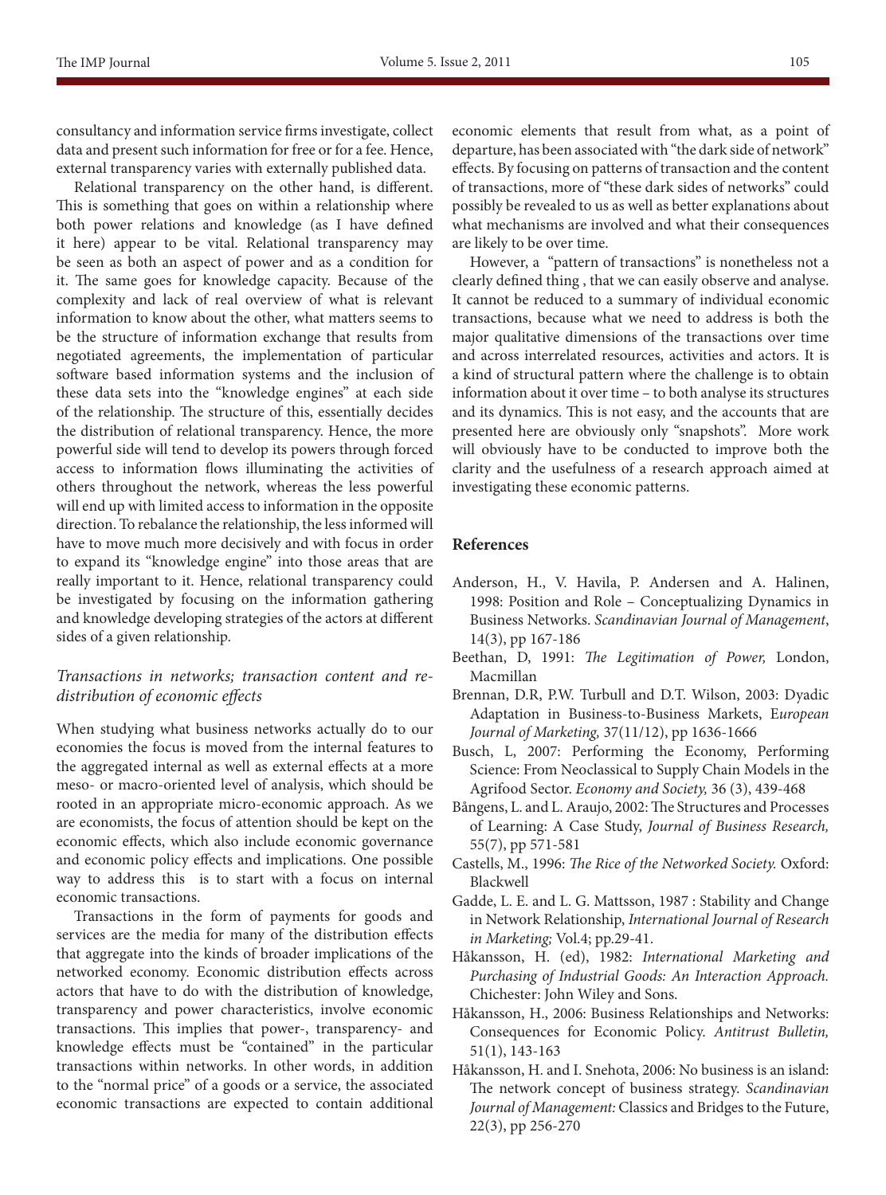consultancy and information service firms investigate, collect data and present such information for free or for a fee. Hence, external transparency varies with externally published data.

Relational transparency on the other hand, is different. This is something that goes on within a relationship where both power relations and knowledge (as I have defined it here) appear to be vital. Relational transparency may be seen as both an aspect of power and as a condition for it. The same goes for knowledge capacity. Because of the complexity and lack of real overview of what is relevant information to know about the other, what matters seems to be the structure of information exchange that results from negotiated agreements, the implementation of particular software based information systems and the inclusion of these data sets into the "knowledge engines" at each side of the relationship. The structure of this, essentially decides the distribution of relational transparency. Hence, the more powerful side will tend to develop its powers through forced access to information flows illuminating the activities of others throughout the network, whereas the less powerful will end up with limited access to information in the opposite direction. To rebalance the relationship, the less informed will have to move much more decisively and with focus in order to expand its "knowledge engine" into those areas that are really important to it. Hence, relational transparency could be investigated by focusing on the information gathering and knowledge developing strategies of the actors at different sides of a given relationship.

### *Transactions in networks; transaction content and re-distribution of economic effects*

When studying what business networks actually do to our economies the focus is moved from the internal features to the aggregated internal as well as external effects at a more meso- or macro-oriented level of analysis, which should be rooted in an appropriate micro-economic approach. As we are economists, the focus of attention should be kept on the economic effects, which also include economic governance and economic policy effects and implications. One possible way to address this is to start with a focus on internal economic transactions.

Transactions in the form of payments for goods and services are the media for many of the distribution effects that aggregate into the kinds of broader implications of the networked economy. Economic distribution effects across actors that have to do with the distribution of knowledge, transparency and power characteristics, involve economic transactions. This implies that power-, transparency- and knowledge effects must be "contained" in the particular transactions within networks. In other words, in addition to the "normal price" of a goods or a service, the associated economic transactions are expected to contain additional economic elements that result from what, as a point of departure, has been associated with "the dark side of network" effects. By focusing on patterns of transaction and the content of transactions, more of "these dark sides of networks" could possibly be revealed to us as well as better explanations about what mechanisms are involved and what their consequences are likely to be over time.

However, a "pattern of transactions" is nonetheless not a clearly defined thing , that we can easily observe and analyse. It cannot be reduced to a summary of individual economic transactions, because what we need to address is both the major qualitative dimensions of the transactions over time and across interrelated resources, activities and actors. It is a kind of structural pattern where the challenge is to obtain information about it over time – to both analyse its structures and its dynamics. This is not easy, and the accounts that are presented here are obviously only "snapshots". More work will obviously have to be conducted to improve both the clarity and the usefulness of a research approach aimed at investigating these economic patterns.

## References

Anderson, H., V. Havila, P. Andersen and A. Halinen, 1998: Position and Role – Conceptualizing Dynamics in Business Networks. *Scandinavian Journal of Management*, 14(3), pp 167-186

Beethan, D, 1991: *The Legitimation of Power,* London, Macmillan

Brennan, D.R, P.W. Turbull and D.T. Wilson, 2003: Dyadic Adaptation in Business-to-Business Markets, E*uropean Journal of Marketing,* 37(11/12), pp 1636-1666

Busch, L, 2007: Performing the Economy, Performing Science: From Neoclassical to Supply Chain Models in the Agrifood Sector. *Economy and Society,* 36 (3), 439-468

Bångens, L. and L. Araujo, 2002: The Structures and Processes of Learning: A Case Study, *Journal of Business Research,* 55(7), pp 571-581

Castells, M., 1996: *The Rice of the Networked Society.* Oxford: Blackwell

Gadde, L. E. and L. G. Mattsson, 1987 : Stability and Change in Network Relationship, *International Journal of Research in Marketing;* Vol.4; pp.29-41.

Håkansson, H. (ed), 1982: *International Marketing and Purchasing of Industrial Goods: An Interaction Approach.* Chichester: John Wiley and Sons.

Håkansson, H., 2006: Business Relationships and Networks: Consequences for Economic Policy. *Antitrust Bulletin,* 51(1), 143-163

Håkansson, H. and I. Snehota, 2006: No business is an island: The network concept of business strategy. *Scandinavian Journal of Management:* Classics and Bridges to the Future, 22(3), pp 256-270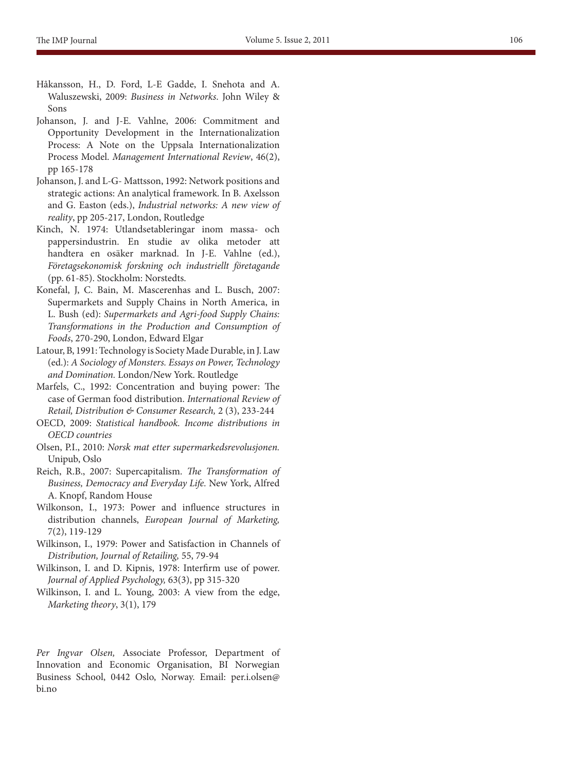Håkansson, H., D. Ford, L-E Gadde, I. Snehota and A. Waluszewski, 2009: *Business in Networks*. John Wiley & Sons

Johanson, J. and J-E. Vahlne, 2006: Commitment and Opportunity Development in the Internationalization Process: A Note on the Uppsala Internationalization Process Model. *Management International Review*, 46(2), pp 165-178

Johanson, J. and L-G- Mattsson, 1992: Network positions and strategic actions: An analytical framework. In B. Axelsson and G. Easton (eds.), *Industrial networks: A new view of reality*, pp 205-217, London, Routledge

Kinch, N. 1974: Utlandsetableringar inom massa- och pappersindustrin. En studie av olika metoder att handtera en osäker marknad. In J-E. Vahlne (ed.), *Företagsekonomisk forskning och industriellt företagande* (pp. 61-85). Stockholm: Norstedts.

Konefal, J, C. Bain, M. Mascerenhas and L. Busch, 2007: Supermarkets and Supply Chains in North America, in L. Bush (ed): *Supermarkets and Agri-food Supply Chains: Transformations in the Production and Consumption of Foods*, 270-290, London, Edward Elgar

Latour, B, 1991: Technology is Society Made Durable, in J. Law (ed.): *A Sociology of Monsters. Essays on Power, Technology and Domination.* London/New York. Routledge

Marfels, C., 1992: Concentration and buying power: The case of German food distribution. *International Review of Retail, Distribution & Consumer Research,* 2 (3), 233-244

OECD, 2009: *Statistical handbook. Income distributions in OECD countries*

Olsen, P.I., 2010: *Norsk mat etter supermarkedsrevolusjonen.* Unipub, Oslo

Reich, R.B., 2007: Supercapitalism. *The Transformation of Business, Democracy and Everyday Life.* New York, Alfred A. Knopf, Random House

Wilkonson, I., 1973: Power and influence structures in distribution channels, *European Journal of Marketing,* 7(2), 119-129

Wilkinson, I., 1979: Power and Satisfaction in Channels of *Distribution, Journal of Retailing,* 55, 79-94

Wilkinson, I. and D. Kipnis, 1978: Interfirm use of power. *Journal of Applied Psychology,* 63(3), pp 315-320

Wilkinson, I. and L. Young, 2003: A view from the edge, *Marketing theory*, 3(1), 179

*Per Ingvar Olsen,* Associate Professor, Department of Innovation and Economic Organisation, BI Norwegian Business School, 0442 Oslo, Norway. Email: per.i.olsen@bi.no